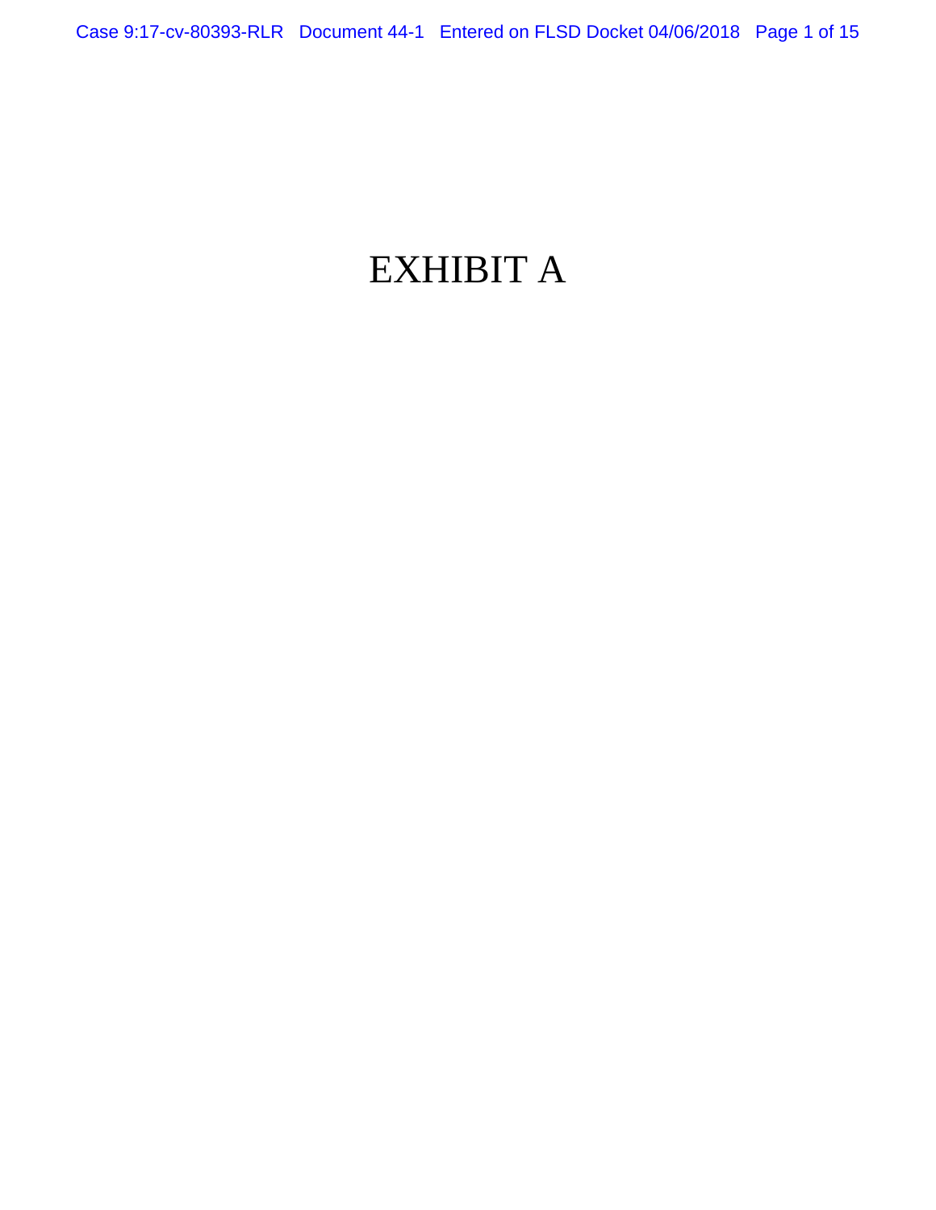# EXHIBIT A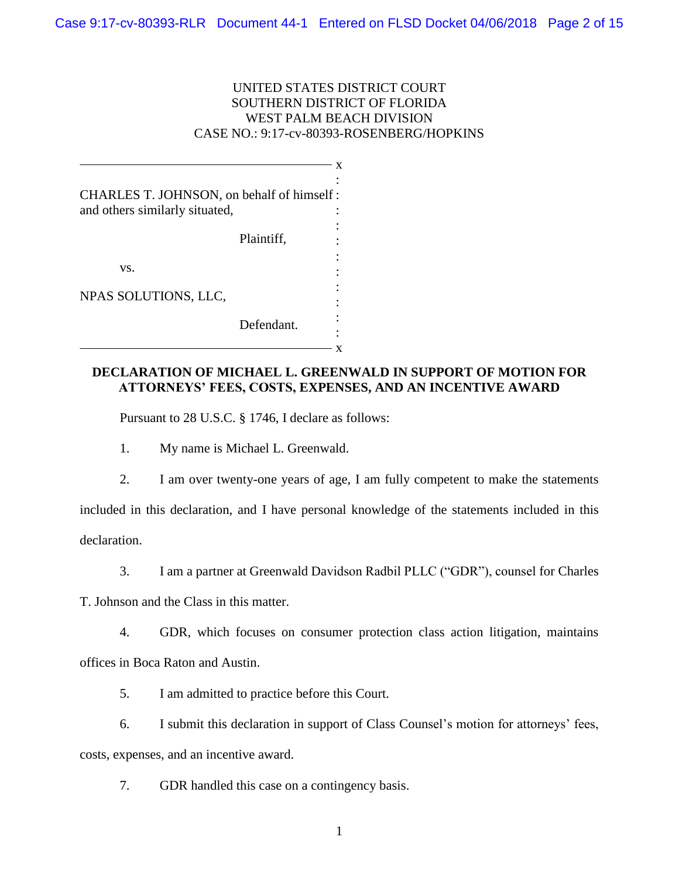UNITED STATES DISTRICT COURT
SOUTHERN DISTRICT OF FLORIDA
WEST PALM BEACH DIVISION
CASE NO.: 9:17-cv-80393-ROSENBERG/HOPKINS

CHARLES T. JOHNSON, on behalf of himself and others similarly situated,

Plaintiff,

vs.

NPAS SOLUTIONS, LLC,

Defendant.

**DECLARATION OF MICHAEL L. GREENWALD IN SUPPORT OF MOTION FOR ATTORNEYS' FEES, COSTS, EXPENSES, AND AN INCENTIVE AWARD**

Pursuant to 28 U.S.C. § 1746, I declare as follows:

1. My name is Michael L. Greenwald.

2. I am over twenty-one years of age, I am fully competent to make the statements included in this declaration, and I have personal knowledge of the statements included in this declaration.

3. I am a partner at Greenwald Davidson Radbil PLLC ("GDR"), counsel for Charles T. Johnson and the Class in this matter.

4. GDR, which focuses on consumer protection class action litigation, maintains offices in Boca Raton and Austin.

5. I am admitted to practice before this Court.

6. I submit this declaration in support of Class Counsel's motion for attorneys' fees, costs, expenses, and an incentive award.

7. GDR handled this case on a contingency basis.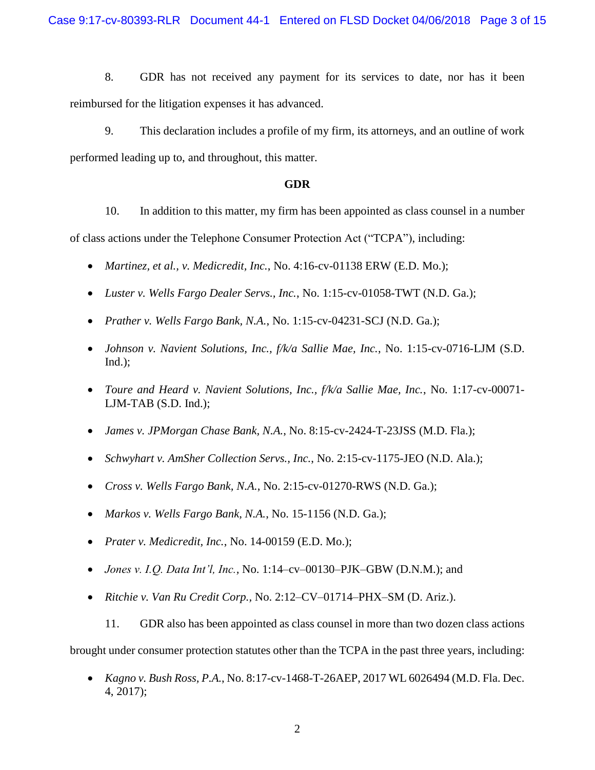8. GDR has not received any payment for its services to date, nor has it been reimbursed for the litigation expenses it has advanced.

9. This declaration includes a profile of my firm, its attorneys, and an outline of work performed leading up to, and throughout, this matter.

**GDR**

10. In addition to this matter, my firm has been appointed as class counsel in a number of class actions under the Telephone Consumer Protection Act ("TCPA"), including:

- *Martinez, et al., v. Medicredit, Inc.*, No. 4:16-cv-01138 ERW (E.D. Mo.);
- *Luster v. Wells Fargo Dealer Servs., Inc.*, No. 1:15-cv-01058-TWT (N.D. Ga.);
- *Prather v. Wells Fargo Bank, N.A.*, No. 1:15-cv-04231-SCJ (N.D. Ga.);
- *Johnson v. Navient Solutions, Inc., f/k/a Sallie Mae, Inc.*, No. 1:15-cv-0716-LJM (S.D. Ind.);
- *Toure and Heard v. Navient Solutions, Inc., f/k/a Sallie Mae, Inc.*, No. 1:17-cv-00071-LJM-TAB (S.D. Ind.);
- *James v. JPMorgan Chase Bank, N.A.*, No. 8:15-cv-2424-T-23JSS (M.D. Fla.);
- *Schwyhart v. AmSher Collection Servs., Inc.*, No. 2:15-cv-1175-JEO (N.D. Ala.);
- *Cross v. Wells Fargo Bank, N.A.*, No. 2:15-cv-01270-RWS (N.D. Ga.);
- *Markos v. Wells Fargo Bank, N.A.*, No. 15-1156 (N.D. Ga.);
- *Prater v. Medicredit, Inc.*, No. 14-00159 (E.D. Mo.);
- *Jones v. I.Q. Data Int'l, Inc.*, No. 1:14–cv–00130–PJK–GBW (D.N.M.); and
- *Ritchie v. Van Ru Credit Corp.*, No. 2:12–CV–01714–PHX–SM (D. Ariz.).

11. GDR also has been appointed as class counsel in more than two dozen class actions brought under consumer protection statutes other than the TCPA in the past three years, including:

- *Kagno v. Bush Ross, P.A.*, No. 8:17-cv-1468-T-26AEP, 2017 WL 6026494 (M.D. Fla. Dec. 4, 2017);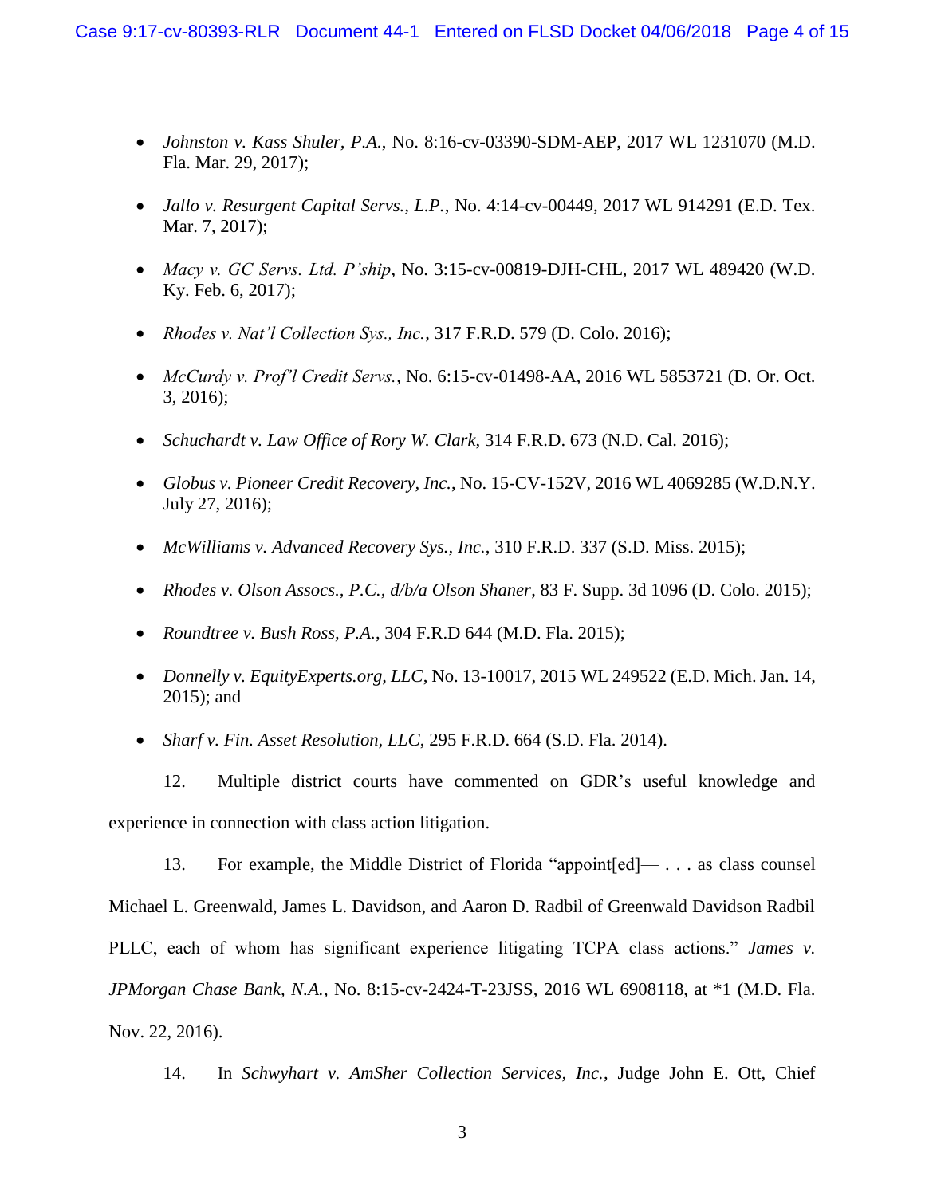- *Johnston v. Kass Shuler, P.A.*, No. 8:16-cv-03390-SDM-AEP, 2017 WL 1231070 (M.D. Fla. Mar. 29, 2017);

- *Jallo v. Resurgent Capital Servs., L.P.*, No. 4:14-cv-00449, 2017 WL 914291 (E.D. Tex. Mar. 7, 2017);

- *Macy v. GC Servs. Ltd. P'ship*, No. 3:15-cv-00819-DJH-CHL, 2017 WL 489420 (W.D. Ky. Feb. 6, 2017);

- *Rhodes v. Nat'l Collection Sys., Inc.*, 317 F.R.D. 579 (D. Colo. 2016);

- *McCurdy v. Prof'l Credit Servs.*, No. 6:15-cv-01498-AA, 2016 WL 5853721 (D. Or. Oct. 3, 2016);

- *Schuchardt v. Law Office of Rory W. Clark*, 314 F.R.D. 673 (N.D. Cal. 2016);

- *Globus v. Pioneer Credit Recovery, Inc.*, No. 15-CV-152V, 2016 WL 4069285 (W.D.N.Y. July 27, 2016);

- *McWilliams v. Advanced Recovery Sys., Inc.*, 310 F.R.D. 337 (S.D. Miss. 2015);

- *Rhodes v. Olson Assocs., P.C., d/b/a Olson Shaner*, 83 F. Supp. 3d 1096 (D. Colo. 2015);

- *Roundtree v. Bush Ross, P.A.*, 304 F.R.D 644 (M.D. Fla. 2015);

- *Donnelly v. EquityExperts.org, LLC*, No. 13-10017, 2015 WL 249522 (E.D. Mich. Jan. 14, 2015); and

- *Sharf v. Fin. Asset Resolution, LLC*, 295 F.R.D. 664 (S.D. Fla. 2014).

12. Multiple district courts have commented on GDR's useful knowledge and experience in connection with class action litigation.

13. For example, the Middle District of Florida "appoint[ed]— . . . as class counsel Michael L. Greenwald, James L. Davidson, and Aaron D. Radbil of Greenwald Davidson Radbil PLLC, each of whom has significant experience litigating TCPA class actions." *James v. JPMorgan Chase Bank, N.A.*, No. 8:15-cv-2424-T-23JSS, 2016 WL 6908118, at *1 (M.D. Fla. Nov. 22, 2016).

14. In *Schwyhart v. AmSher Collection Services, Inc.*, Judge John E. Ott, Chief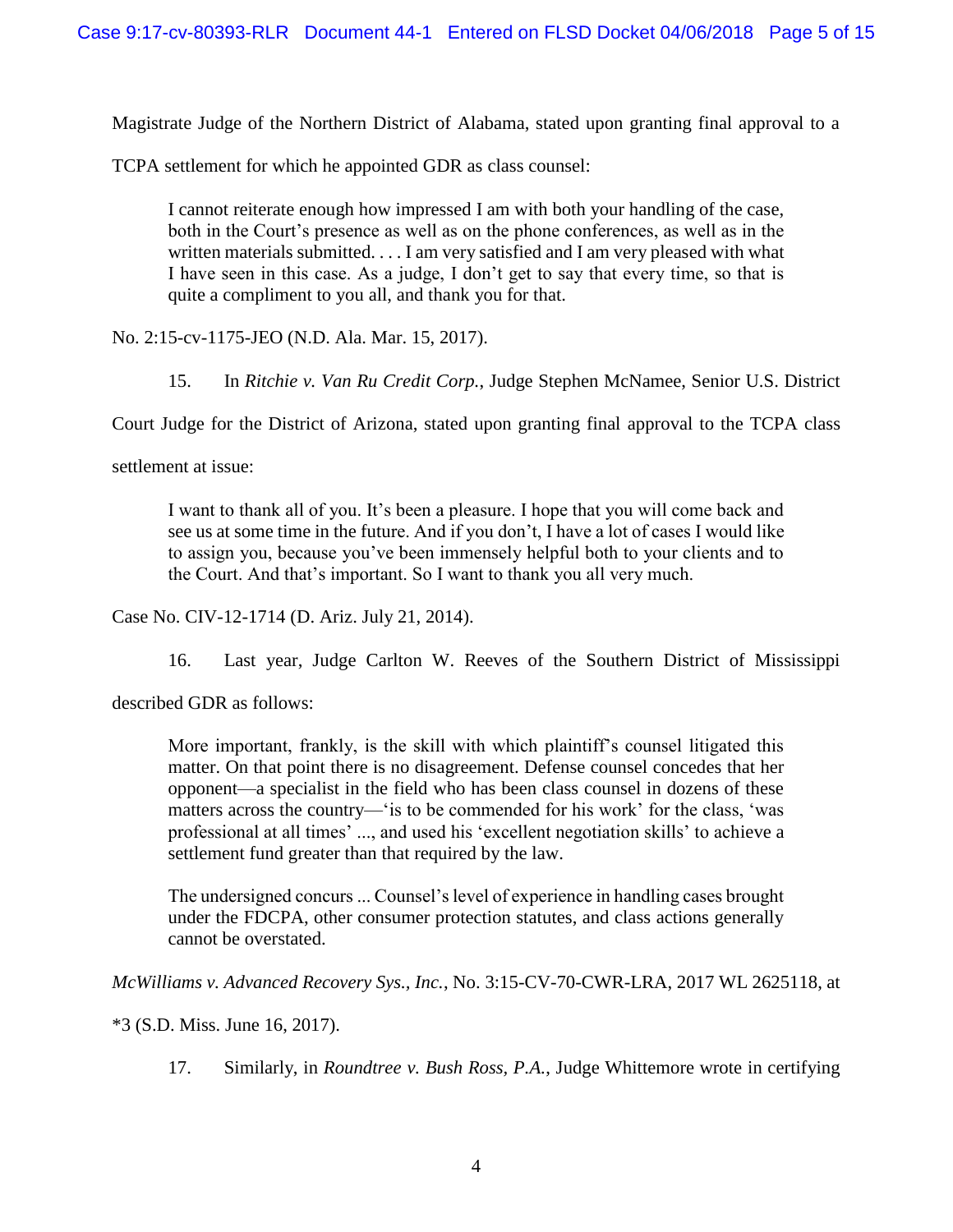Magistrate Judge of the Northern District of Alabama, stated upon granting final approval to a TCPA settlement for which he appointed GDR as class counsel:

> I cannot reiterate enough how impressed I am with both your handling of the case, both in the Court's presence as well as on the phone conferences, as well as in the written materials submitted. . . . I am very satisfied and I am very pleased with what I have seen in this case. As a judge, I don't get to say that every time, so that is quite a compliment to you all, and thank you for that.

No. 2:15-cv-1175-JEO (N.D. Ala. Mar. 15, 2017).

15. In *Ritchie v. Van Ru Credit Corp.*, Judge Stephen McNamee, Senior U.S. District Court Judge for the District of Arizona, stated upon granting final approval to the TCPA class settlement at issue:

> I want to thank all of you. It's been a pleasure. I hope that you will come back and see us at some time in the future. And if you don't, I have a lot of cases I would like to assign you, because you've been immensely helpful both to your clients and to the Court. And that's important. So I want to thank you all very much.

Case No. CIV-12-1714 (D. Ariz. July 21, 2014).

16. Last year, Judge Carlton W. Reeves of the Southern District of Mississippi described GDR as follows:

> More important, frankly, is the skill with which plaintiff's counsel litigated this matter. On that point there is no disagreement. Defense counsel concedes that her opponent—a specialist in the field who has been class counsel in dozens of these matters across the country—'is to be commended for his work' for the class, 'was professional at all times' ..., and used his 'excellent negotiation skills' to achieve a settlement fund greater than that required by the law.
>
> The undersigned concurs ... Counsel's level of experience in handling cases brought under the FDCPA, other consumer protection statutes, and class actions generally cannot be overstated.

*McWilliams v. Advanced Recovery Sys., Inc.*, No. 3:15-CV-70-CWR-LRA, 2017 WL 2625118, at *3 (S.D. Miss. June 16, 2017).

17. Similarly, in *Roundtree v. Bush Ross, P.A.*, Judge Whittemore wrote in certifying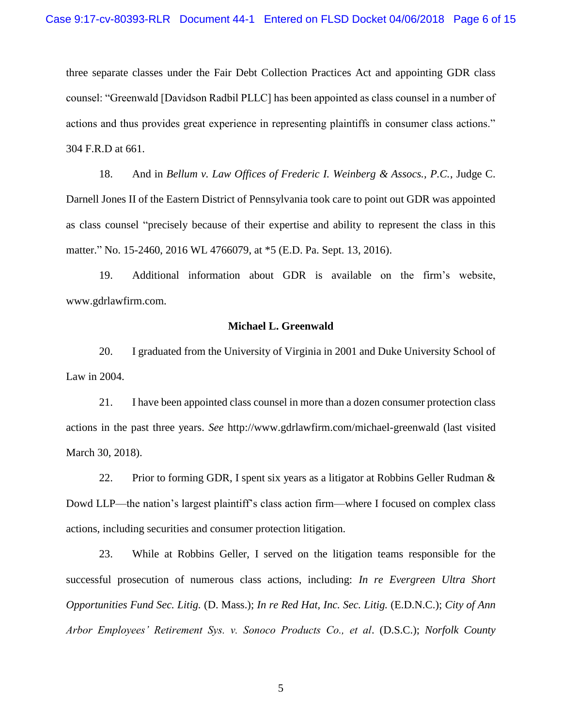three separate classes under the Fair Debt Collection Practices Act and appointing GDR class counsel: "Greenwald [Davidson Radbil PLLC] has been appointed as class counsel in a number of actions and thus provides great experience in representing plaintiffs in consumer class actions." 304 F.R.D at 661.

18. And in *Bellum v. Law Offices of Frederic I. Weinberg & Assocs., P.C.*, Judge C. Darnell Jones II of the Eastern District of Pennsylvania took care to point out GDR was appointed as class counsel "precisely because of their expertise and ability to represent the class in this matter." No. 15-2460, 2016 WL 4766079, at *5 (E.D. Pa. Sept. 13, 2016).

19. Additional information about GDR is available on the firm's website, www.gdrlawfirm.com.

**Michael L. Greenwald**

20. I graduated from the University of Virginia in 2001 and Duke University School of Law in 2004.

21. I have been appointed class counsel in more than a dozen consumer protection class actions in the past three years. *See* http://www.gdrlawfirm.com/michael-greenwald (last visited March 30, 2018).

22. Prior to forming GDR, I spent six years as a litigator at Robbins Geller Rudman & Dowd LLP—the nation's largest plaintiff's class action firm—where I focused on complex class actions, including securities and consumer protection litigation.

23. While at Robbins Geller, I served on the litigation teams responsible for the successful prosecution of numerous class actions, including: *In re Evergreen Ultra Short Opportunities Fund Sec. Litig.* (D. Mass.); *In re Red Hat, Inc. Sec. Litig.* (E.D.N.C.); *City of Ann Arbor Employees' Retirement Sys. v. Sonoco Products Co., et al*. (D.S.C.); *Norfolk County*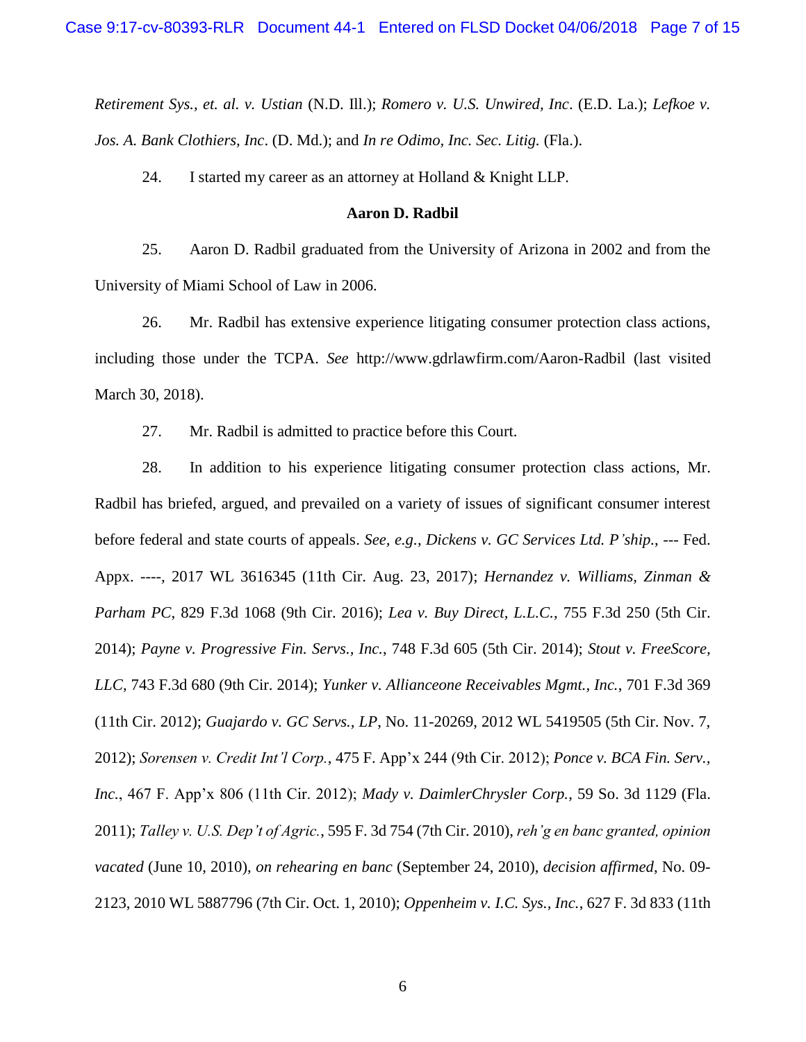*Retirement Sys., et. al. v. Ustian* (N.D. Ill.); *Romero v. U.S. Unwired, Inc*. (E.D. La.); *Lefkoe v. Jos. A. Bank Clothiers, Inc*. (D. Md.); and *In re Odimo, Inc. Sec. Litig.* (Fla.).

24. I started my career as an attorney at Holland & Knight LLP.

**Aaron D. Radbil**

25. Aaron D. Radbil graduated from the University of Arizona in 2002 and from the University of Miami School of Law in 2006.

26. Mr. Radbil has extensive experience litigating consumer protection class actions, including those under the TCPA. *See* http://www.gdrlawfirm.com/Aaron-Radbil (last visited March 30, 2018).

27. Mr. Radbil is admitted to practice before this Court.

28. In addition to his experience litigating consumer protection class actions, Mr. Radbil has briefed, argued, and prevailed on a variety of issues of significant consumer interest before federal and state courts of appeals. *See, e.g.*, *Dickens v. GC Services Ltd. P'ship.*, --- Fed. Appx. ----, 2017 WL 3616345 (11th Cir. Aug. 23, 2017); *Hernandez v. Williams, Zinman & Parham PC*, 829 F.3d 1068 (9th Cir. 2016); *Lea v. Buy Direct, L.L.C.*, 755 F.3d 250 (5th Cir. 2014); *Payne v. Progressive Fin. Servs., Inc.*, 748 F.3d 605 (5th Cir. 2014); *Stout v. FreeScore, LLC*, 743 F.3d 680 (9th Cir. 2014); *Yunker v. Allianceone Receivables Mgmt., Inc.*, 701 F.3d 369 (11th Cir. 2012); *Guajardo v. GC Servs., LP*, No. 11-20269, 2012 WL 5419505 (5th Cir. Nov. 7, 2012); *Sorensen v. Credit Int'l Corp.*, 475 F. App'x 244 (9th Cir. 2012); *Ponce v. BCA Fin. Serv., Inc.*, 467 F. App'x 806 (11th Cir. 2012); *Mady v. DaimlerChrysler Corp.*, 59 So. 3d 1129 (Fla. 2011); *Talley v. U.S. Dep't of Agric.*, 595 F. 3d 754 (7th Cir. 2010), *reh'g en banc granted, opinion vacated* (June 10, 2010), *on rehearing en banc* (September 24, 2010), *decision affirmed*, No. 09-2123, 2010 WL 5887796 (7th Cir. Oct. 1, 2010); *Oppenheim v. I.C. Sys., Inc.*, 627 F. 3d 833 (11th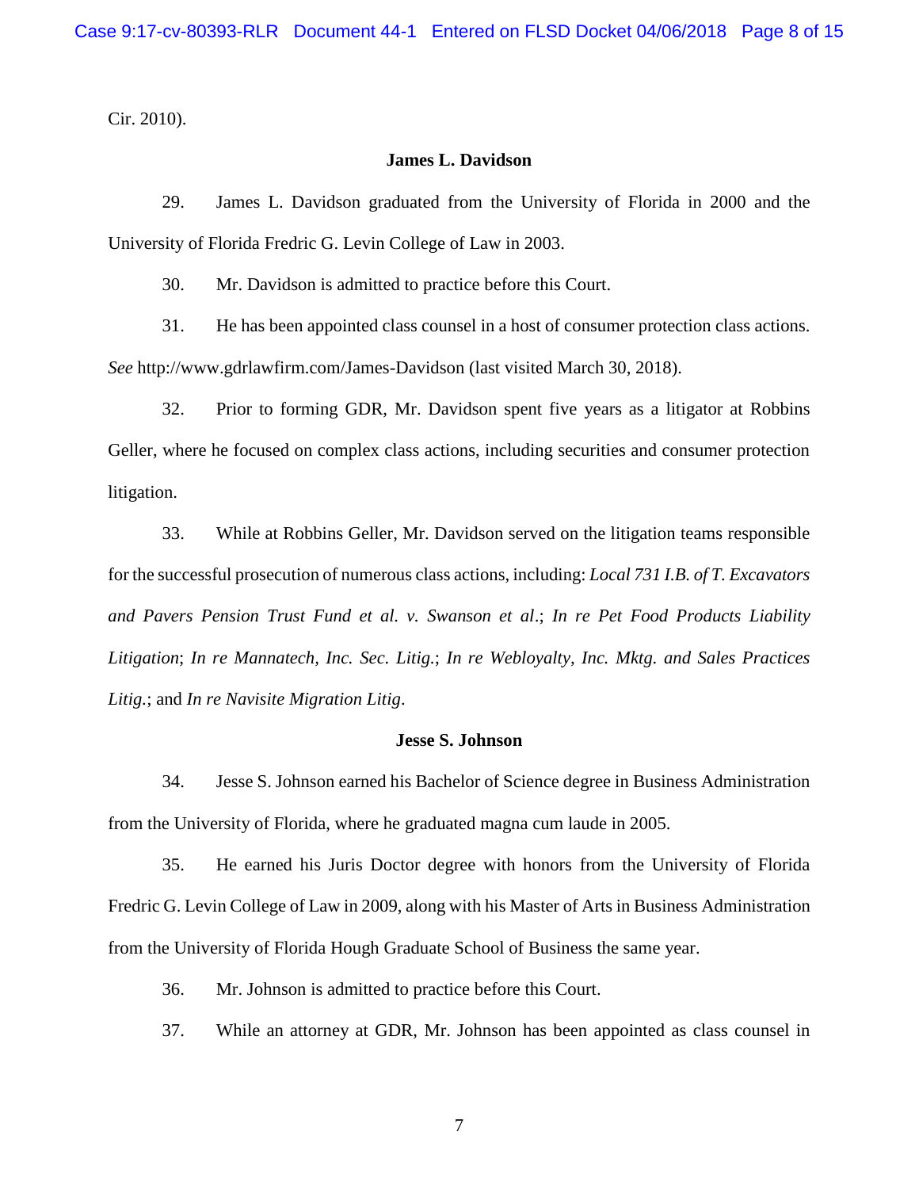Cir. 2010).

**James L. Davidson**

29. James L. Davidson graduated from the University of Florida in 2000 and the University of Florida Fredric G. Levin College of Law in 2003.

30. Mr. Davidson is admitted to practice before this Court.

31. He has been appointed class counsel in a host of consumer protection class actions. *See* http://www.gdrlawfirm.com/James-Davidson (last visited March 30, 2018).

32. Prior to forming GDR, Mr. Davidson spent five years as a litigator at Robbins Geller, where he focused on complex class actions, including securities and consumer protection litigation.

33. While at Robbins Geller, Mr. Davidson served on the litigation teams responsible for the successful prosecution of numerous class actions, including: *Local 731 I.B. of T. Excavators and Pavers Pension Trust Fund et al. v. Swanson et al.*; *In re Pet Food Products Liability Litigation*; *In re Mannatech, Inc. Sec. Litig.*; *In re Webloyalty, Inc. Mktg. and Sales Practices Litig.*; and *In re Navisite Migration Litig*.

**Jesse S. Johnson**

34. Jesse S. Johnson earned his Bachelor of Science degree in Business Administration from the University of Florida, where he graduated magna cum laude in 2005.

35. He earned his Juris Doctor degree with honors from the University of Florida Fredric G. Levin College of Law in 2009, along with his Master of Arts in Business Administration from the University of Florida Hough Graduate School of Business the same year.

36. Mr. Johnson is admitted to practice before this Court.

37. While an attorney at GDR, Mr. Johnson has been appointed as class counsel in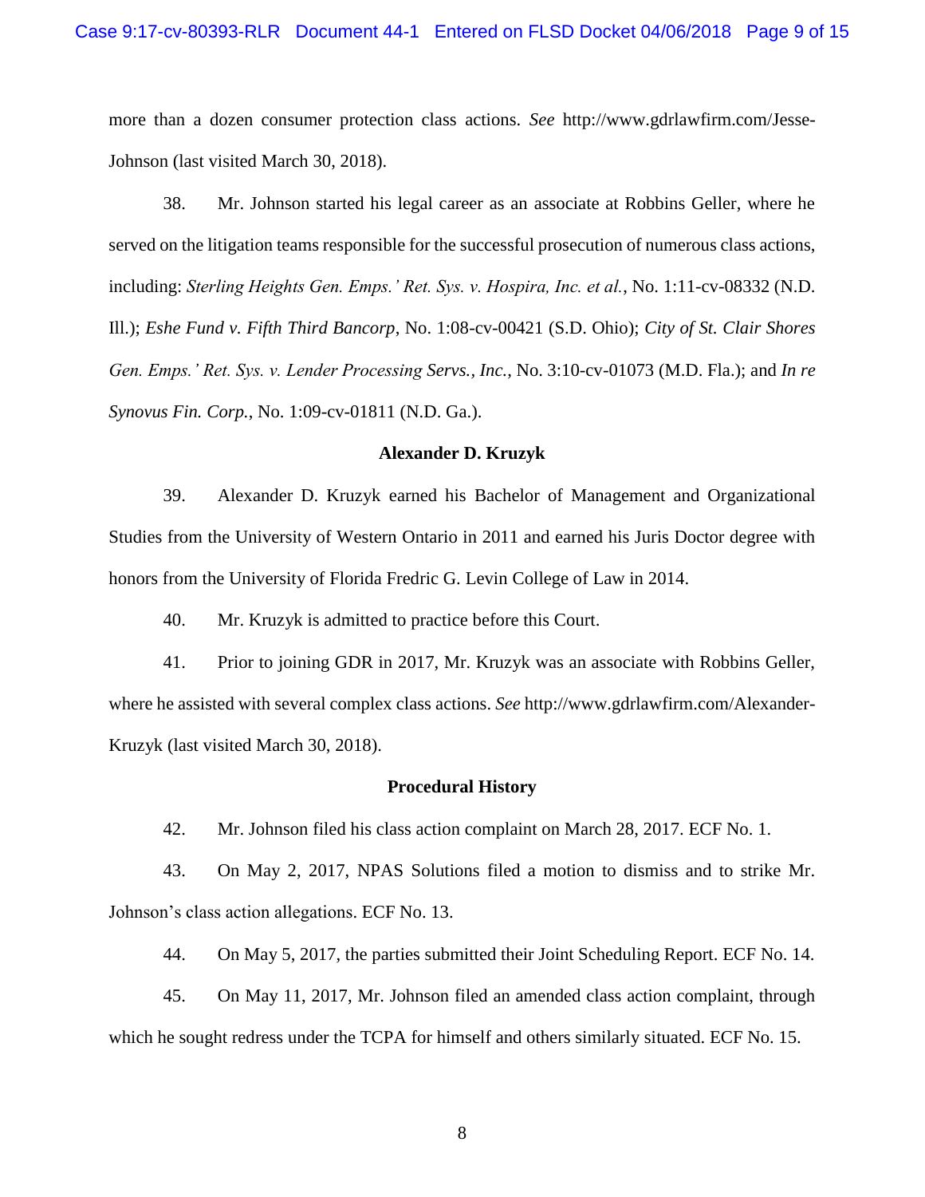more than a dozen consumer protection class actions. *See* http://www.gdrlawfirm.com/Jesse-Johnson (last visited March 30, 2018).

38. Mr. Johnson started his legal career as an associate at Robbins Geller, where he served on the litigation teams responsible for the successful prosecution of numerous class actions, including: *Sterling Heights Gen. Emps.' Ret. Sys. v. Hospira, Inc. et al.*, No. 1:11-cv-08332 (N.D. Ill.); *Eshe Fund v. Fifth Third Bancorp*, No. 1:08-cv-00421 (S.D. Ohio); *City of St. Clair Shores Gen. Emps.' Ret. Sys. v. Lender Processing Servs., Inc.*, No. 3:10-cv-01073 (M.D. Fla.); and *In re Synovus Fin. Corp.*, No. 1:09-cv-01811 (N.D. Ga.).

**Alexander D. Kruzyk**

39. Alexander D. Kruzyk earned his Bachelor of Management and Organizational Studies from the University of Western Ontario in 2011 and earned his Juris Doctor degree with honors from the University of Florida Fredric G. Levin College of Law in 2014.

40. Mr. Kruzyk is admitted to practice before this Court.

41. Prior to joining GDR in 2017, Mr. Kruzyk was an associate with Robbins Geller, where he assisted with several complex class actions. *See* http://www.gdrlawfirm.com/Alexander-Kruzyk (last visited March 30, 2018).

**Procedural History**

42. Mr. Johnson filed his class action complaint on March 28, 2017. ECF No. 1.

43. On May 2, 2017, NPAS Solutions filed a motion to dismiss and to strike Mr. Johnson's class action allegations. ECF No. 13.

44. On May 5, 2017, the parties submitted their Joint Scheduling Report. ECF No. 14.

45. On May 11, 2017, Mr. Johnson filed an amended class action complaint, through which he sought redress under the TCPA for himself and others similarly situated. ECF No. 15.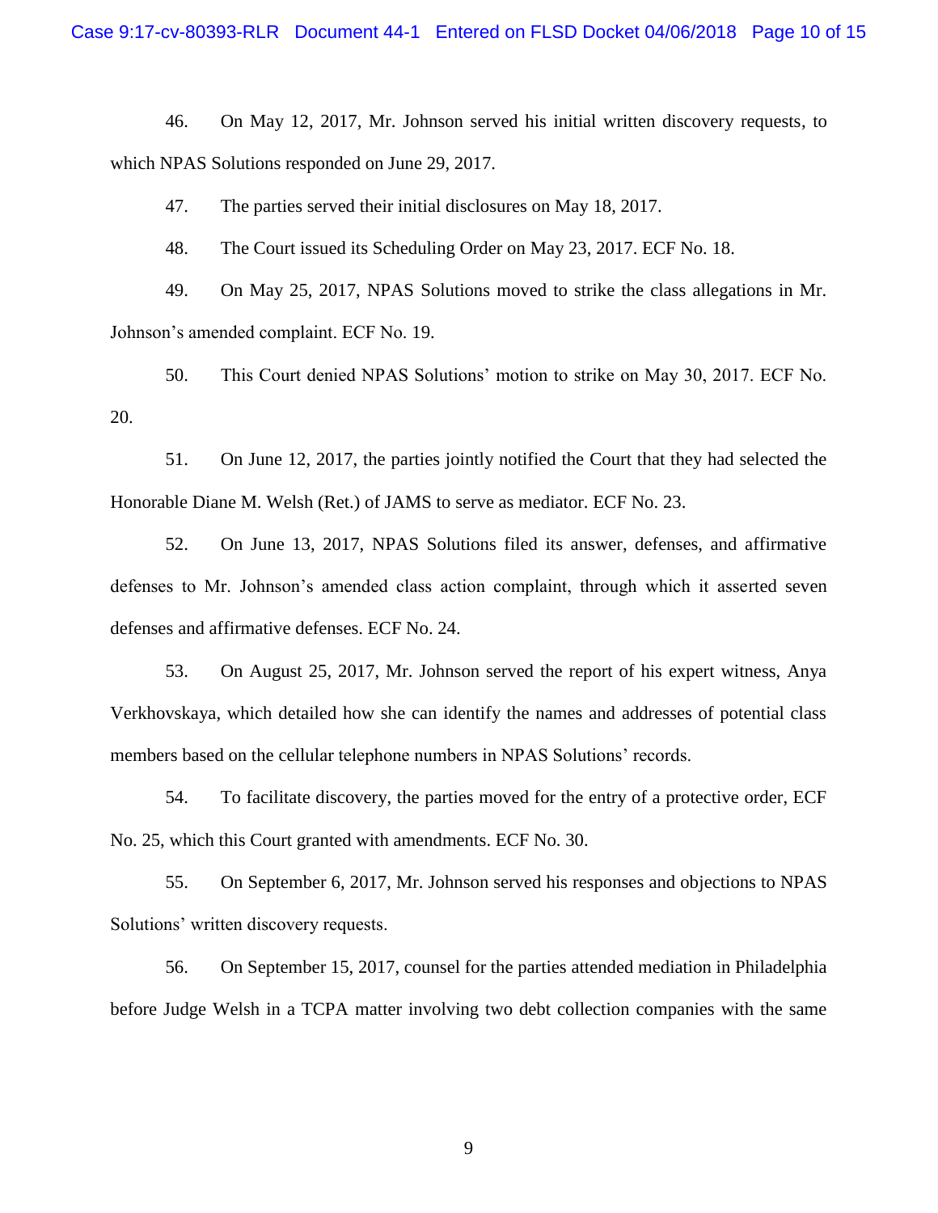46. On May 12, 2017, Mr. Johnson served his initial written discovery requests, to which NPAS Solutions responded on June 29, 2017.

47. The parties served their initial disclosures on May 18, 2017.

48. The Court issued its Scheduling Order on May 23, 2017. ECF No. 18.

49. On May 25, 2017, NPAS Solutions moved to strike the class allegations in Mr. Johnson's amended complaint. ECF No. 19.

50. This Court denied NPAS Solutions' motion to strike on May 30, 2017. ECF No. 20.

51. On June 12, 2017, the parties jointly notified the Court that they had selected the Honorable Diane M. Welsh (Ret.) of JAMS to serve as mediator. ECF No. 23.

52. On June 13, 2017, NPAS Solutions filed its answer, defenses, and affirmative defenses to Mr. Johnson's amended class action complaint, through which it asserted seven defenses and affirmative defenses. ECF No. 24.

53. On August 25, 2017, Mr. Johnson served the report of his expert witness, Anya Verkhovskaya, which detailed how she can identify the names and addresses of potential class members based on the cellular telephone numbers in NPAS Solutions' records.

54. To facilitate discovery, the parties moved for the entry of a protective order, ECF No. 25, which this Court granted with amendments. ECF No. 30.

55. On September 6, 2017, Mr. Johnson served his responses and objections to NPAS Solutions' written discovery requests.

56. On September 15, 2017, counsel for the parties attended mediation in Philadelphia before Judge Welsh in a TCPA matter involving two debt collection companies with the same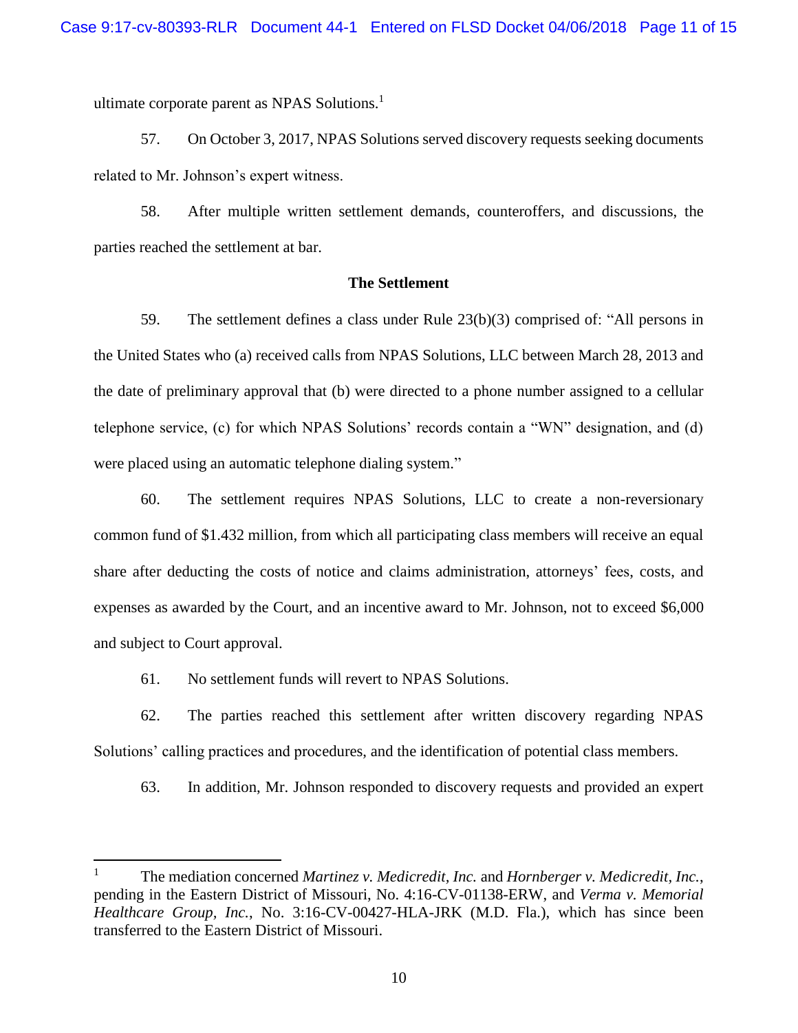ultimate corporate parent as NPAS Solutions.[1]

57. On October 3, 2017, NPAS Solutions served discovery requests seeking documents related to Mr. Johnson's expert witness.

58. After multiple written settlement demands, counteroffers, and discussions, the parties reached the settlement at bar.

**The Settlement**

59. The settlement defines a class under Rule 23(b)(3) comprised of: "All persons in the United States who (a) received calls from NPAS Solutions, LLC between March 28, 2013 and the date of preliminary approval that (b) were directed to a phone number assigned to a cellular telephone service, (c) for which NPAS Solutions' records contain a "WN" designation, and (d) were placed using an automatic telephone dialing system."

60. The settlement requires NPAS Solutions, LLC to create a non-reversionary common fund of $1.432 million, from which all participating class members will receive an equal share after deducting the costs of notice and claims administration, attorneys' fees, costs, and expenses as awarded by the Court, and an incentive award to Mr. Johnson, not to exceed $6,000 and subject to Court approval.

61. No settlement funds will revert to NPAS Solutions.

62. The parties reached this settlement after written discovery regarding NPAS Solutions' calling practices and procedures, and the identification of potential class members.

63. In addition, Mr. Johnson responded to discovery requests and provided an expert

---

[1] The mediation concerned *Martinez v. Medicredit, Inc.* and *Hornberger v. Medicredit, Inc.*, pending in the Eastern District of Missouri, No. 4:16-CV-01138-ERW, and *Verma v. Memorial Healthcare Group, Inc.*, No. 3:16-CV-00427-HLA-JRK (M.D. Fla.), which has since been transferred to the Eastern District of Missouri.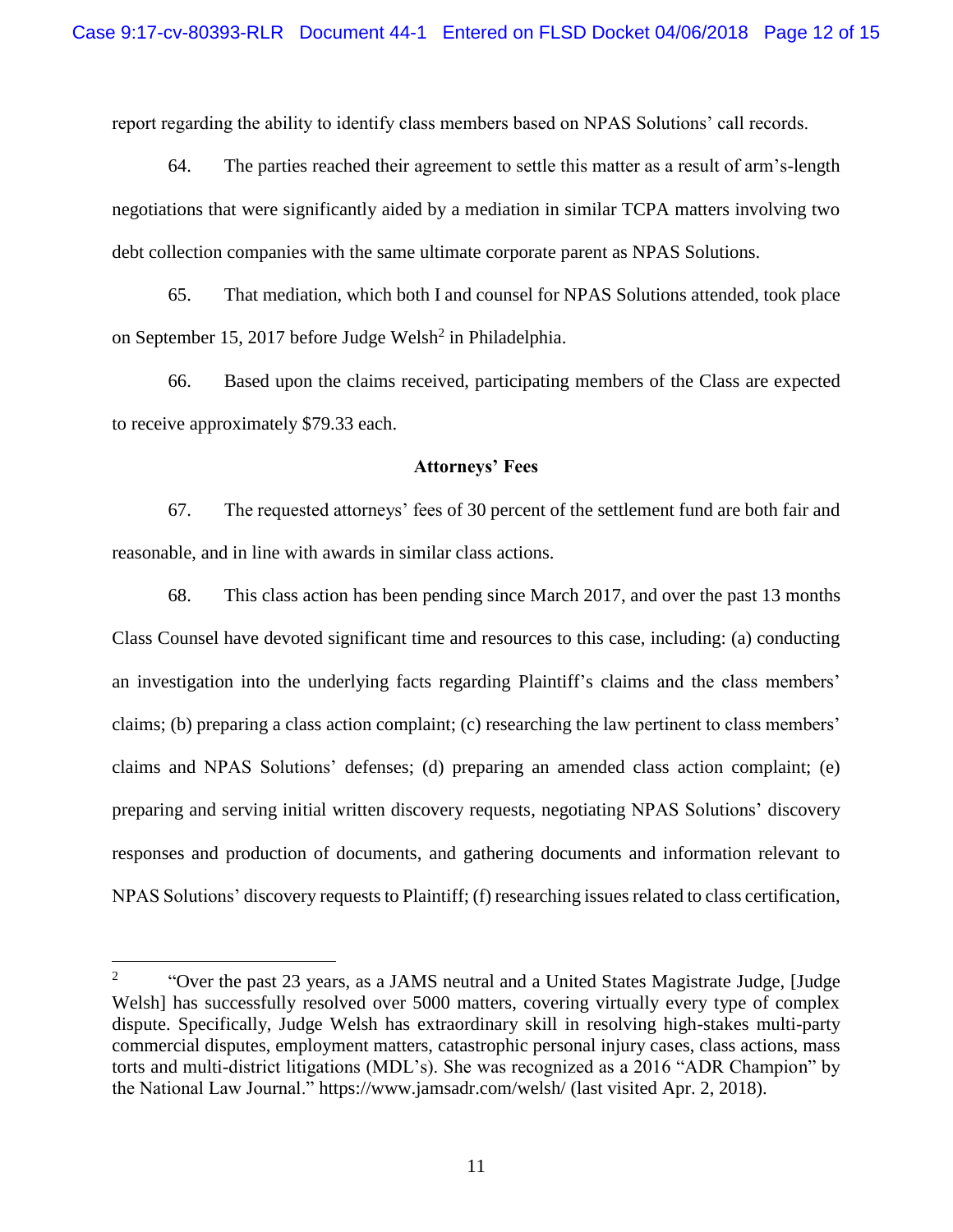report regarding the ability to identify class members based on NPAS Solutions' call records.

64. The parties reached their agreement to settle this matter as a result of arm's-length negotiations that were significantly aided by a mediation in similar TCPA matters involving two debt collection companies with the same ultimate corporate parent as NPAS Solutions.

65. That mediation, which both I and counsel for NPAS Solutions attended, took place on September 15, 2017 before Judge Welsh[2] in Philadelphia.

66. Based upon the claims received, participating members of the Class are expected to receive approximately $79.33 each.

**Attorneys' Fees**

67. The requested attorneys' fees of 30 percent of the settlement fund are both fair and reasonable, and in line with awards in similar class actions.

68. This class action has been pending since March 2017, and over the past 13 months Class Counsel have devoted significant time and resources to this case, including: (a) conducting an investigation into the underlying facts regarding Plaintiff's claims and the class members' claims; (b) preparing a class action complaint; (c) researching the law pertinent to class members' claims and NPAS Solutions' defenses; (d) preparing an amended class action complaint; (e) preparing and serving initial written discovery requests, negotiating NPAS Solutions' discovery responses and production of documents, and gathering documents and information relevant to NPAS Solutions' discovery requests to Plaintiff; (f) researching issues related to class certification,

---

[2] "Over the past 23 years, as a JAMS neutral and a United States Magistrate Judge, [Judge Welsh] has successfully resolved over 5000 matters, covering virtually every type of complex dispute. Specifically, Judge Welsh has extraordinary skill in resolving high-stakes multi-party commercial disputes, employment matters, catastrophic personal injury cases, class actions, mass torts and multi-district litigations (MDL's). She was recognized as a 2016 "ADR Champion" by the National Law Journal." https://www.jamsadr.com/welsh/ (last visited Apr. 2, 2018).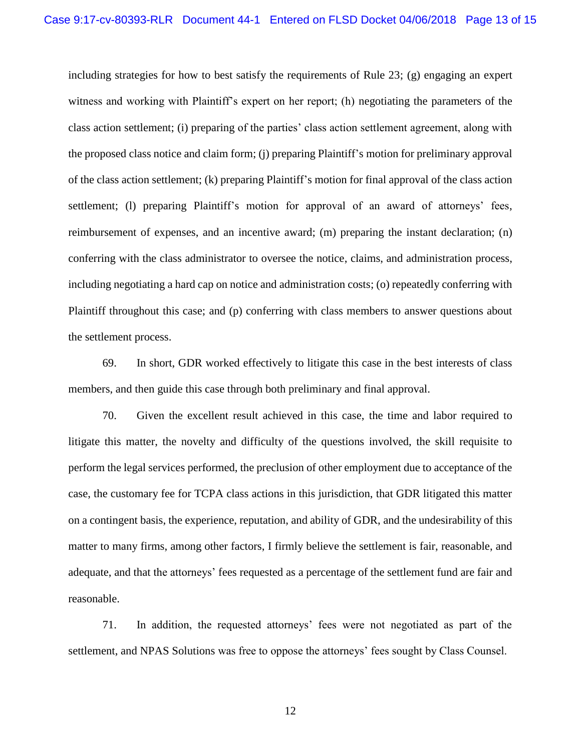including strategies for how to best satisfy the requirements of Rule 23; (g) engaging an expert witness and working with Plaintiff's expert on her report; (h) negotiating the parameters of the class action settlement; (i) preparing of the parties' class action settlement agreement, along with the proposed class notice and claim form; (j) preparing Plaintiff's motion for preliminary approval of the class action settlement; (k) preparing Plaintiff's motion for final approval of the class action settlement; (l) preparing Plaintiff's motion for approval of an award of attorneys' fees, reimbursement of expenses, and an incentive award; (m) preparing the instant declaration; (n) conferring with the class administrator to oversee the notice, claims, and administration process, including negotiating a hard cap on notice and administration costs; (o) repeatedly conferring with Plaintiff throughout this case; and (p) conferring with class members to answer questions about the settlement process.

69. In short, GDR worked effectively to litigate this case in the best interests of class members, and then guide this case through both preliminary and final approval.

70. Given the excellent result achieved in this case, the time and labor required to litigate this matter, the novelty and difficulty of the questions involved, the skill requisite to perform the legal services performed, the preclusion of other employment due to acceptance of the case, the customary fee for TCPA class actions in this jurisdiction, that GDR litigated this matter on a contingent basis, the experience, reputation, and ability of GDR, and the undesirability of this matter to many firms, among other factors, I firmly believe the settlement is fair, reasonable, and adequate, and that the attorneys' fees requested as a percentage of the settlement fund are fair and reasonable.

71. In addition, the requested attorneys' fees were not negotiated as part of the settlement, and NPAS Solutions was free to oppose the attorneys' fees sought by Class Counsel.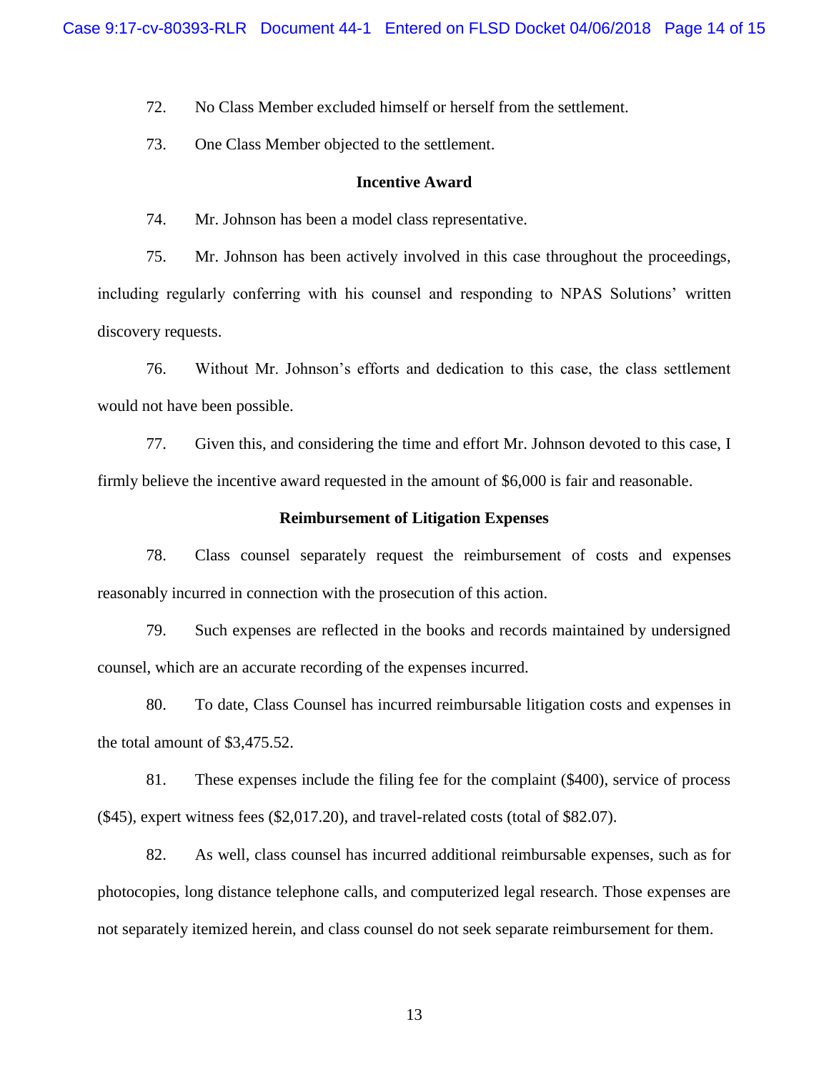72. No Class Member excluded himself or herself from the settlement.

73. One Class Member objected to the settlement.

**Incentive Award**

74. Mr. Johnson has been a model class representative.

75. Mr. Johnson has been actively involved in this case throughout the proceedings, including regularly conferring with his counsel and responding to NPAS Solutions' written discovery requests.

76. Without Mr. Johnson's efforts and dedication to this case, the class settlement would not have been possible.

77. Given this, and considering the time and effort Mr. Johnson devoted to this case, I firmly believe the incentive award requested in the amount of $6,000 is fair and reasonable.

**Reimbursement of Litigation Expenses**

78. Class counsel separately request the reimbursement of costs and expenses reasonably incurred in connection with the prosecution of this action.

79. Such expenses are reflected in the books and records maintained by undersigned counsel, which are an accurate recording of the expenses incurred.

80. To date, Class Counsel has incurred reimbursable litigation costs and expenses in the total amount of $3,475.52.

81. These expenses include the filing fee for the complaint ($400), service of process ($45), expert witness fees ($2,017.20), and travel-related costs (total of $82.07).

82. As well, class counsel has incurred additional reimbursable expenses, such as for photocopies, long distance telephone calls, and computerized legal research. Those expenses are not separately itemized herein, and class counsel do not seek separate reimbursement for them.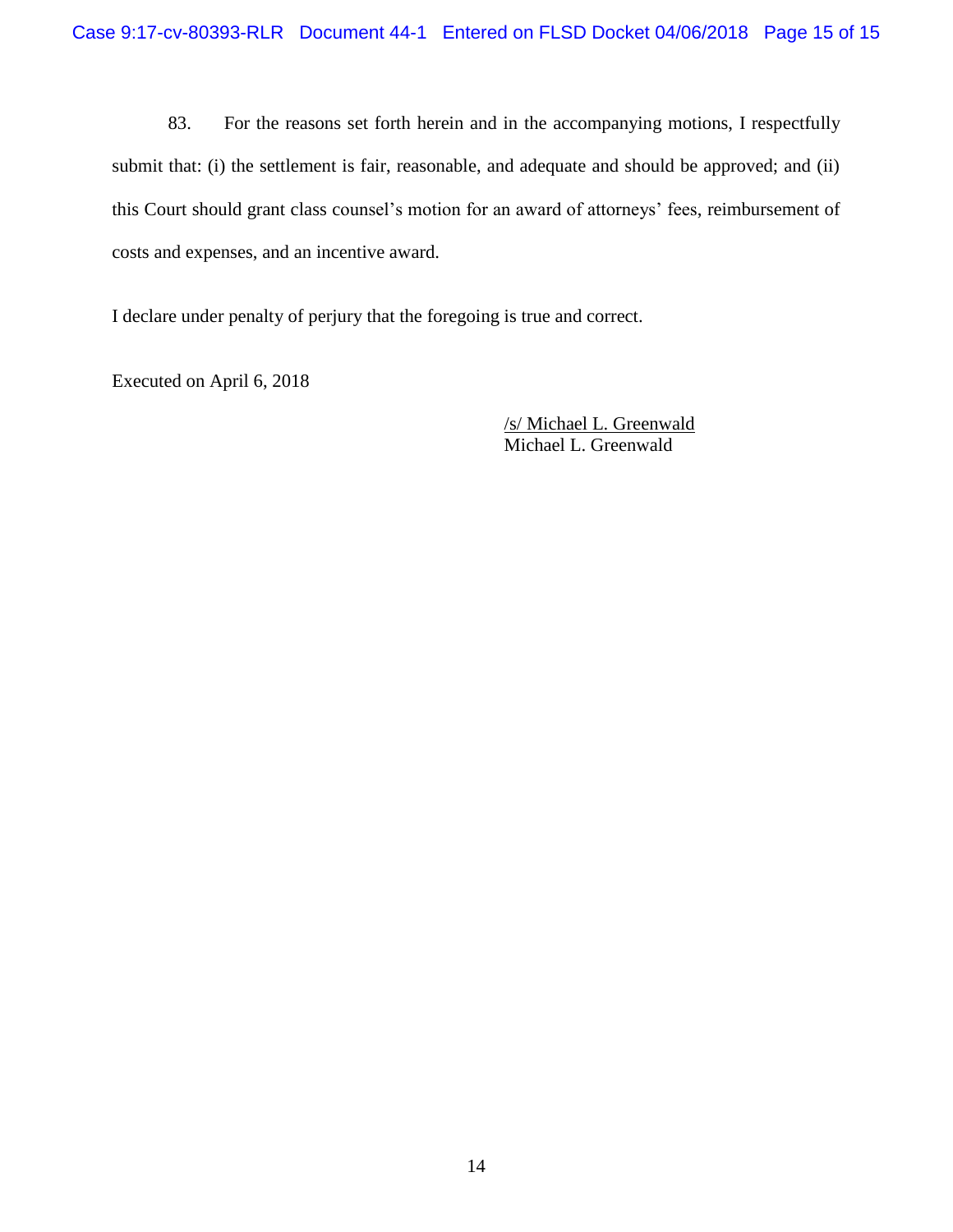83. For the reasons set forth herein and in the accompanying motions, I respectfully submit that: (i) the settlement is fair, reasonable, and adequate and should be approved; and (ii) this Court should grant class counsel's motion for an award of attorneys' fees, reimbursement of costs and expenses, and an incentive award.

I declare under penalty of perjury that the foregoing is true and correct.

Executed on April 6, 2018

/s/ Michael L. Greenwald
Michael L. Greenwald